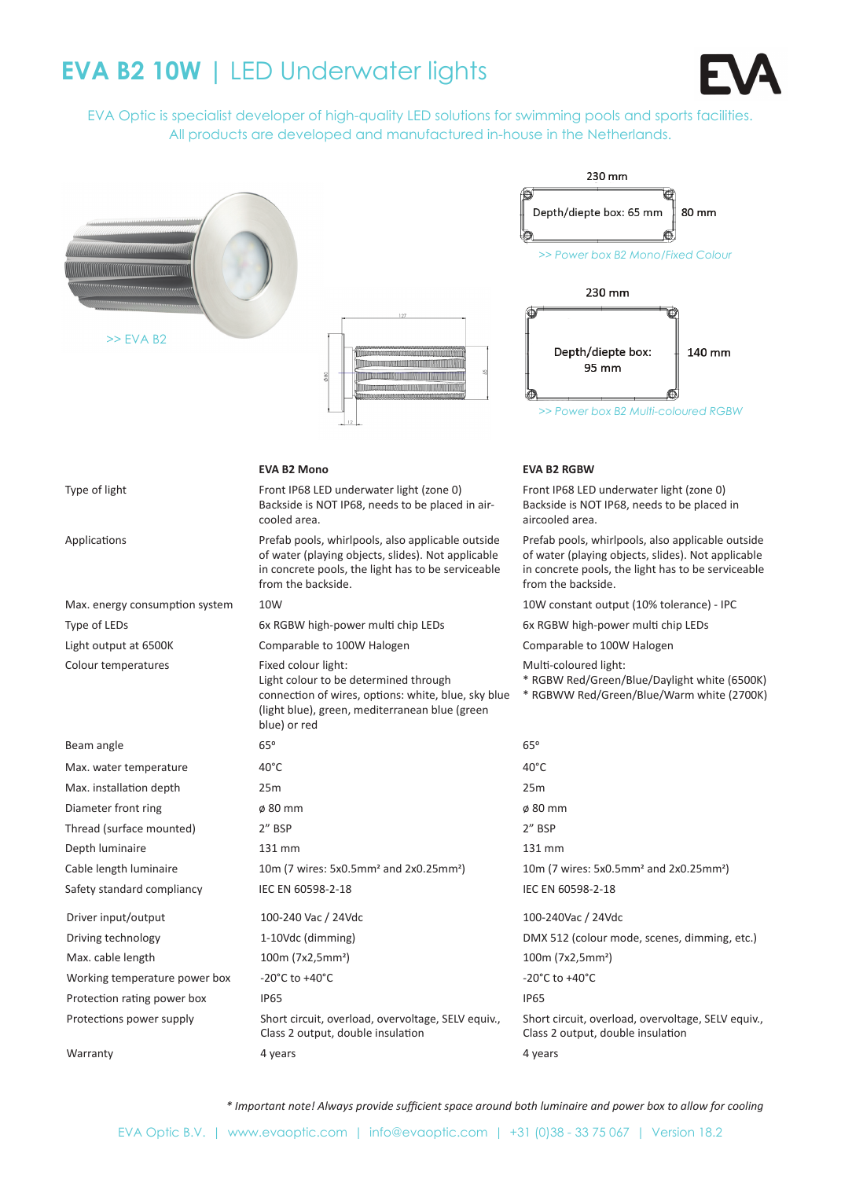# EVA B2 10W | LED Underwater lights

EVA Optic is specialist developer of high-quality LED solutions for swimming pools and sports facilities.
All products are developed and manufactured in-house in the Netherlands.

>> EVA B2

230 mm
Depth/diepte box: 65 mm
80 mm

>> Power box B2 Mono/Fixed Colour

230 mm
Depth/diepte box: 95 mm
140 mm

>> Power box B2 Multi-coloured RGBW

| | EVA B2 Mono | EVA B2 RGBW |
|---|---|---|
| Type of light | Front IP68 LED underwater light (zone 0) Backside is NOT IP68, needs to be placed in air-cooled area. | Front IP68 LED underwater light (zone 0) Backside is NOT IP68, needs to be placed in aircooled area. |
| Applications | Prefab pools, whirlpools, also applicable outside of water (playing objects, slides). Not applicable in concrete pools, the light has to be serviceable from the backside. | Prefab pools, whirlpools, also applicable outside of water (playing objects, slides). Not applicable in concrete pools, the light has to be serviceable from the backside. |
| Max. energy consumption system | 10W | 10W constant output (10% tolerance) - IPC |
| Type of LEDs | 6x RGBW high-power multi chip LEDs | 6x RGBW high-power multi chip LEDs |
| Light output at 6500K | Comparable to 100W Halogen | Comparable to 100W Halogen |
| Colour temperatures | Fixed colour light: Light colour to be determined through connection of wires, options: white, blue, sky blue (light blue), green, mediterranean blue (green blue) or red | Multi-coloured light: * RGBW Red/Green/Blue/Daylight white (6500K) * RGBWW Red/Green/Blue/Warm white (2700K) |
| Beam angle | 65° | 65° |
| Max. water temperature | 40°C | 40°C |
| Max. installation depth | 25m | 25m |
| Diameter front ring | ø 80 mm | ø 80 mm |
| Thread (surface mounted) | 2" BSP | 2" BSP |
| Depth luminaire | 131 mm | 131 mm |
| Cable length luminaire | 10m (7 wires: 5x0.5mm² and 2x0.25mm²) | 10m (7 wires: 5x0.5mm² and 2x0.25mm²) |
| Safety standard compliancy | IEC EN 60598-2-18 | IEC EN 60598-2-18 |
| Driver input/output | 100-240 Vac / 24Vdc | 100-240Vac / 24Vdc |
| Driving technology | 1-10Vdc (dimming) | DMX 512 (colour mode, scenes, dimming, etc.) |
| Max. cable length | 100m (7x2,5mm²) | 100m (7x2,5mm²) |
| Working temperature power box | -20°C to +40°C | -20°C to +40°C |
| Protection rating power box | IP65 | IP65 |
| Protections power supply | Short circuit, overload, overvoltage, SELV equiv., Class 2 output, double insulation | Short circuit, overload, overvoltage, SELV equiv., Class 2 output, double insulation |
| Warranty | 4 years | 4 years |

*\* Important note! Always provide sufficient space around both luminaire and power box to allow for cooling*

EVA Optic B.V. | www.evaoptic.com | info@evaoptic.com | +31 (0)38 - 33 75 067 | Version 18.2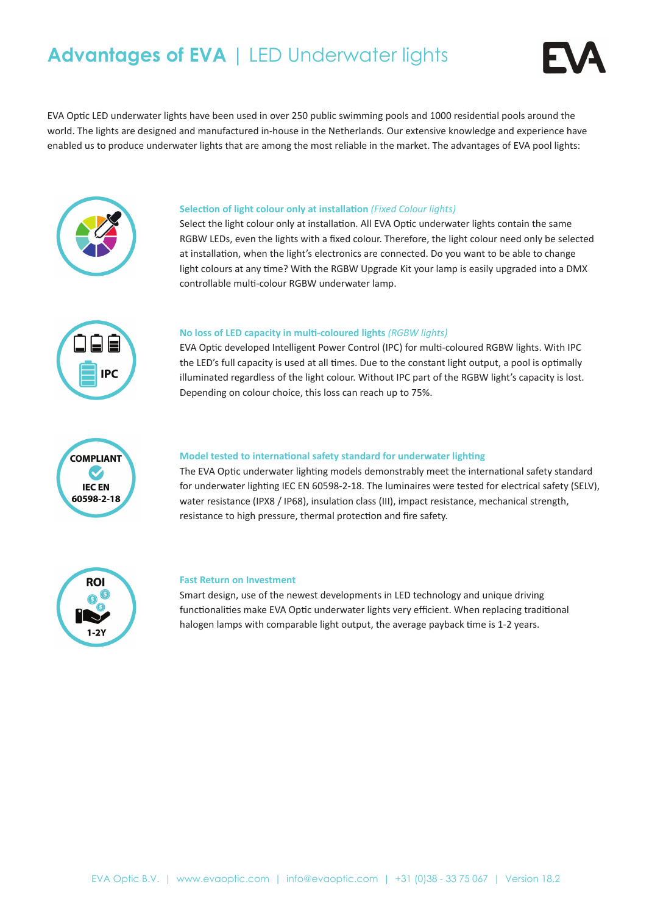# Advantages of EVA | LED Underwater lights

EVA Optic LED underwater lights have been used in over 250 public swimming pools and 1000 residential pools around the world. The lights are designed and manufactured in-house in the Netherlands. Our extensive knowledge and experience have enabled us to produce underwater lights that are among the most reliable in the market. The advantages of EVA pool lights:

### Selection of light colour only at installation *(Fixed Colour lights)*

Select the light colour only at installation. All EVA Optic underwater lights contain the same RGBW LEDs, even the lights with a fixed colour. Therefore, the light colour need only be selected at installation, when the light's electronics are connected. Do you want to be able to change light colours at any time? With the RGBW Upgrade Kit your lamp is easily upgraded into a DMX controllable multi-colour RGBW underwater lamp.

IPC

### No loss of LED capacity in multi-coloured lights *(RGBW lights)*

EVA Optic developed Intelligent Power Control (IPC) for multi-coloured RGBW lights. With IPC the LED's full capacity is used at all times. Due to the constant light output, a pool is optimally illuminated regardless of the light colour. Without IPC part of the RGBW light's capacity is lost. Depending on colour choice, this loss can reach up to 75%.

COMPLIANT
IEC EN
60598-2-18

### Model tested to international safety standard for underwater lighting

The EVA Optic underwater lighting models demonstrably meet the international safety standard for underwater lighting IEC EN 60598-2-18. The luminaires were tested for electrical safety (SELV), water resistance (IPX8 / IP68), insulation class (III), impact resistance, mechanical strength, resistance to high pressure, thermal protection and fire safety.

ROI
1-2Y

### Fast Return on Investment

Smart design, use of the newest developments in LED technology and unique driving functionalities make EVA Optic underwater lights very efficient. When replacing traditional halogen lamps with comparable light output, the average payback time is 1-2 years.

EVA Optic B.V. | www.evaoptic.com | info@evaoptic.com | +31 (0)38 - 33 75 067 | Version 18.2